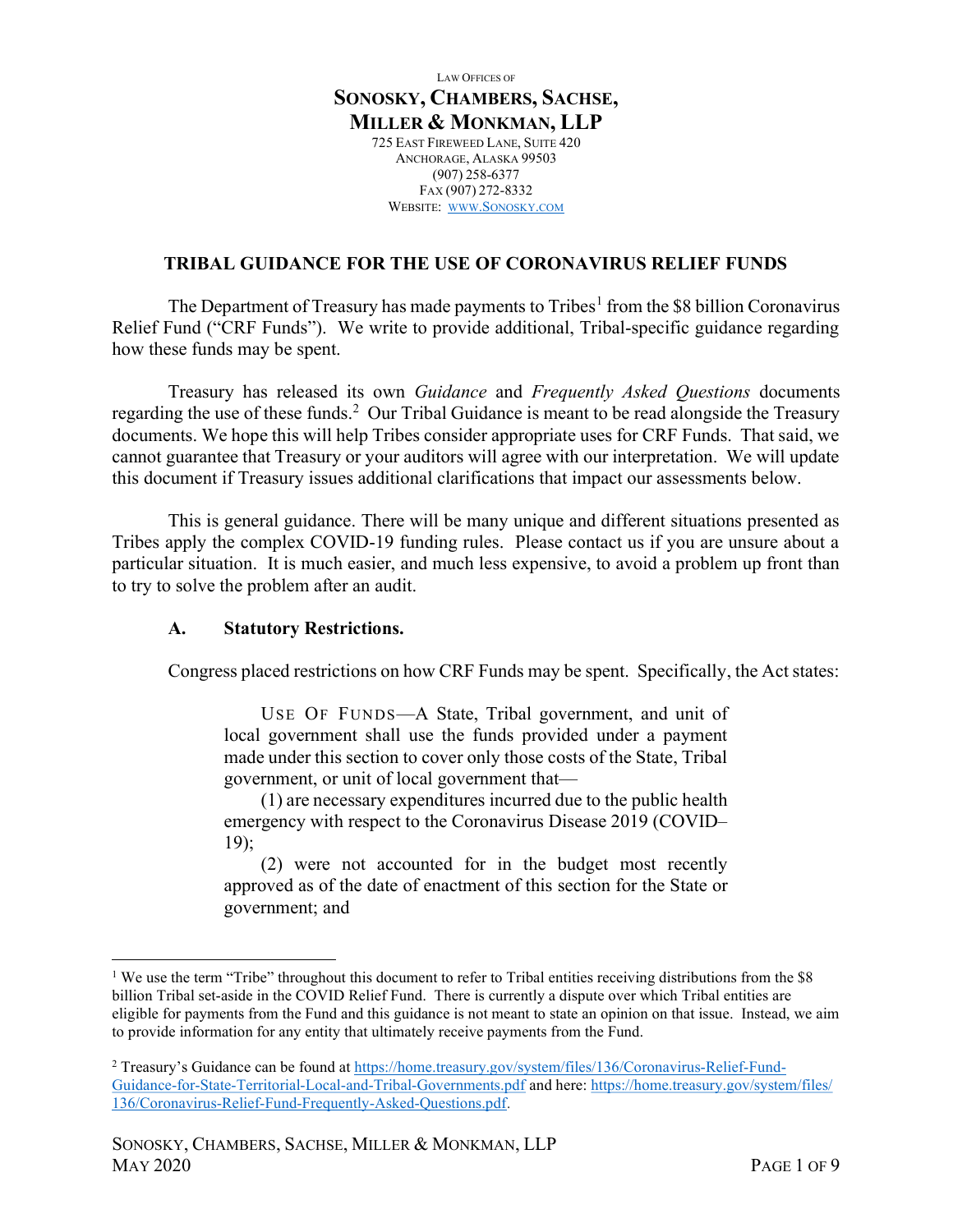LAW OFFICES OF

**SONOSKY, CHAMBERS, SACHSE, MILLER & MONKMAN, LLP**

725 EAST FIREWEED LANE, SUITE 420
ANCHORAGE, ALASKA 99503
(907) 258-6377
FAX (907) 272-8332
WEBSITE: WWW.SONOSKY.COM

## TRIBAL GUIDANCE FOR THE USE OF CORONAVIRUS RELIEF FUNDS

The Department of Treasury has made payments to Tribes[1] from the $8 billion Coronavirus Relief Fund ("CRF Funds"). We write to provide additional, Tribal-specific guidance regarding how these funds may be spent.

Treasury has released its own *Guidance* and *Frequently Asked Questions* documents regarding the use of these funds.[2] Our Tribal Guidance is meant to be read alongside the Treasury documents. We hope this will help Tribes consider appropriate uses for CRF Funds. That said, we cannot guarantee that Treasury or your auditors will agree with our interpretation. We will update this document if Treasury issues additional clarifications that impact our assessments below.

This is general guidance. There will be many unique and different situations presented as Tribes apply the complex COVID-19 funding rules. Please contact us if you are unsure about a particular situation. It is much easier, and much less expensive, to avoid a problem up front than to try to solve the problem after an audit.

### A. Statutory Restrictions.

Congress placed restrictions on how CRF Funds may be spent. Specifically, the Act states:

> USE OF FUNDS—A State, Tribal government, and unit of local government shall use the funds provided under a payment made under this section to cover only those costs of the State, Tribal government, or unit of local government that—
>
> (1) are necessary expenditures incurred due to the public health emergency with respect to the Coronavirus Disease 2019 (COVID–19);
>
> (2) were not accounted for in the budget most recently approved as of the date of enactment of this section for the State or government; and

---

[1] We use the term "Tribe" throughout this document to refer to Tribal entities receiving distributions from the $8 billion Tribal set-aside in the COVID Relief Fund. There is currently a dispute over which Tribal entities are eligible for payments from the Fund and this guidance is not meant to state an opinion on that issue. Instead, we aim to provide information for any entity that ultimately receive payments from the Fund.

[2] Treasury's Guidance can be found at https://home.treasury.gov/system/files/136/Coronavirus-Relief-Fund-Guidance-for-State-Territorial-Local-and-Tribal-Governments.pdf and here: https://home.treasury.gov/system/files/136/Coronavirus-Relief-Fund-Frequently-Asked-Questions.pdf.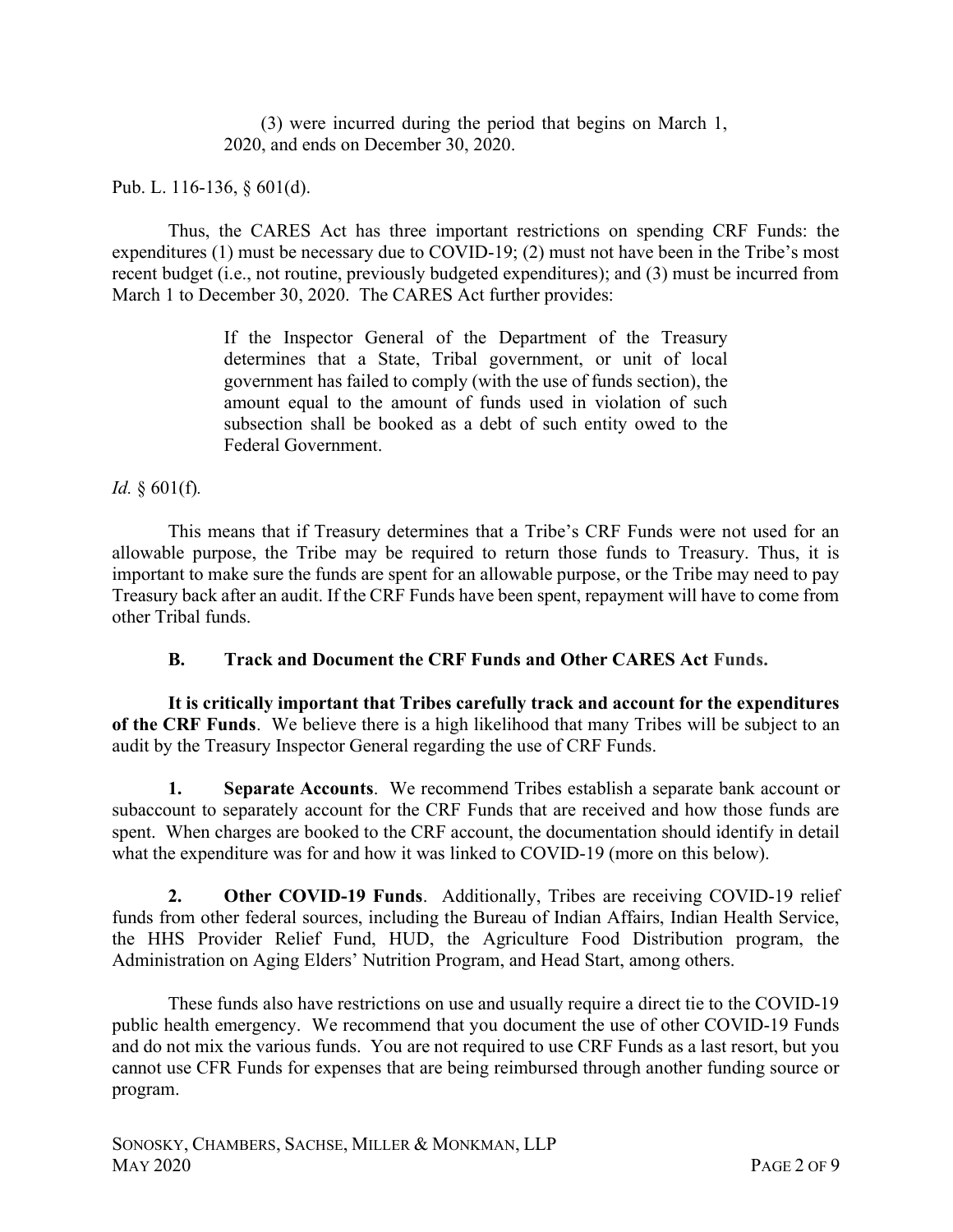> (3) were incurred during the period that begins on March 1, 2020, and ends on December 30, 2020.

Pub. L. 116-136, § 601(d).

Thus, the CARES Act has three important restrictions on spending CRF Funds: the expenditures (1) must be necessary due to COVID-19; (2) must not have been in the Tribe's most recent budget (i.e., not routine, previously budgeted expenditures); and (3) must be incurred from March 1 to December 30, 2020. The CARES Act further provides:

> If the Inspector General of the Department of the Treasury determines that a State, Tribal government, or unit of local government has failed to comply (with the use of funds section), the amount equal to the amount of funds used in violation of such subsection shall be booked as a debt of such entity owed to the Federal Government.

*Id.* § 601(f).

This means that if Treasury determines that a Tribe's CRF Funds were not used for an allowable purpose, the Tribe may be required to return those funds to Treasury. Thus, it is important to make sure the funds are spent for an allowable purpose, or the Tribe may need to pay Treasury back after an audit. If the CRF Funds have been spent, repayment will have to come from other Tribal funds.

### B. Track and Document the CRF Funds and Other CARES Act Funds.

**It is critically important that Tribes carefully track and account for the expenditures of the CRF Funds**. We believe there is a high likelihood that many Tribes will be subject to an audit by the Treasury Inspector General regarding the use of CRF Funds.

**1. Separate Accounts**. We recommend Tribes establish a separate bank account or subaccount to separately account for the CRF Funds that are received and how those funds are spent. When charges are booked to the CRF account, the documentation should identify in detail what the expenditure was for and how it was linked to COVID-19 (more on this below).

**2. Other COVID-19 Funds**. Additionally, Tribes are receiving COVID-19 relief funds from other federal sources, including the Bureau of Indian Affairs, Indian Health Service, the HHS Provider Relief Fund, HUD, the Agriculture Food Distribution program, the Administration on Aging Elders' Nutrition Program, and Head Start, among others.

These funds also have restrictions on use and usually require a direct tie to the COVID-19 public health emergency. We recommend that you document the use of other COVID-19 Funds and do not mix the various funds. You are not required to use CRF Funds as a last resort, but you cannot use CFR Funds for expenses that are being reimbursed through another funding source or program.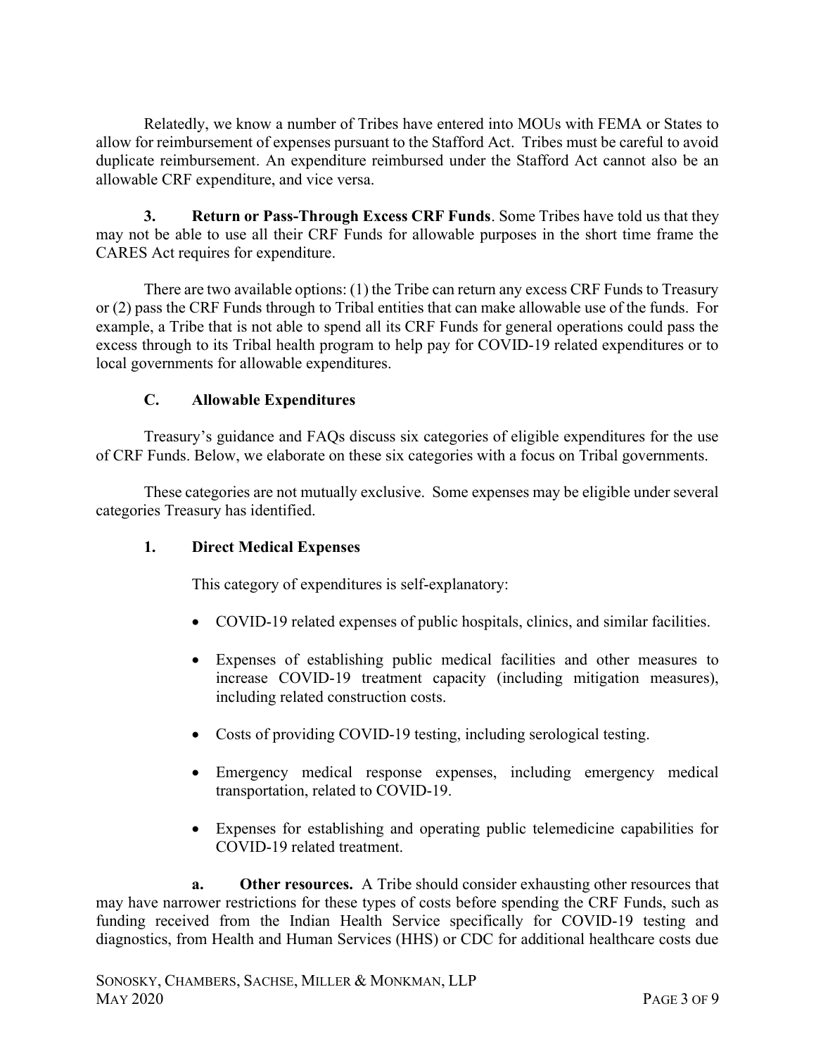Relatedly, we know a number of Tribes have entered into MOUs with FEMA or States to allow for reimbursement of expenses pursuant to the Stafford Act. Tribes must be careful to avoid duplicate reimbursement. An expenditure reimbursed under the Stafford Act cannot also be an allowable CRF expenditure, and vice versa.

**3. Return or Pass-Through Excess CRF Funds**. Some Tribes have told us that they may not be able to use all their CRF Funds for allowable purposes in the short time frame the CARES Act requires for expenditure.

There are two available options: (1) the Tribe can return any excess CRF Funds to Treasury or (2) pass the CRF Funds through to Tribal entities that can make allowable use of the funds. For example, a Tribe that is not able to spend all its CRF Funds for general operations could pass the excess through to its Tribal health program to help pay for COVID-19 related expenditures or to local governments for allowable expenditures.

### C. Allowable Expenditures

Treasury's guidance and FAQs discuss six categories of eligible expenditures for the use of CRF Funds. Below, we elaborate on these six categories with a focus on Tribal governments.

These categories are not mutually exclusive. Some expenses may be eligible under several categories Treasury has identified.

#### 1. Direct Medical Expenses

This category of expenditures is self-explanatory:

- COVID-19 related expenses of public hospitals, clinics, and similar facilities.
- Expenses of establishing public medical facilities and other measures to increase COVID-19 treatment capacity (including mitigation measures), including related construction costs.
- Costs of providing COVID-19 testing, including serological testing.
- Emergency medical response expenses, including emergency medical transportation, related to COVID-19.
- Expenses for establishing and operating public telemedicine capabilities for COVID-19 related treatment.

**a. Other resources.** A Tribe should consider exhausting other resources that may have narrower restrictions for these types of costs before spending the CRF Funds, such as funding received from the Indian Health Service specifically for COVID-19 testing and diagnostics, from Health and Human Services (HHS) or CDC for additional healthcare costs due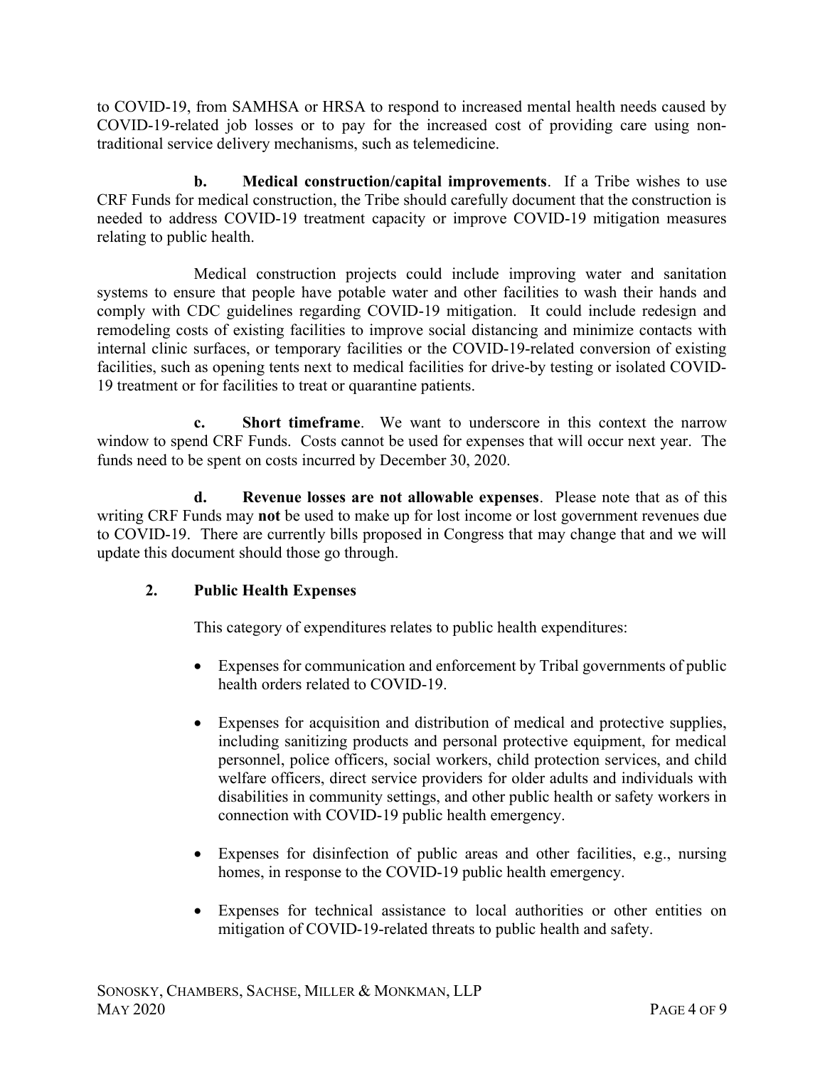to COVID-19, from SAMHSA or HRSA to respond to increased mental health needs caused by COVID-19-related job losses or to pay for the increased cost of providing care using non-traditional service delivery mechanisms, such as telemedicine.

**b. Medical construction/capital improvements**. If a Tribe wishes to use CRF Funds for medical construction, the Tribe should carefully document that the construction is needed to address COVID-19 treatment capacity or improve COVID-19 mitigation measures relating to public health.

Medical construction projects could include improving water and sanitation systems to ensure that people have potable water and other facilities to wash their hands and comply with CDC guidelines regarding COVID-19 mitigation. It could include redesign and remodeling costs of existing facilities to improve social distancing and minimize contacts with internal clinic surfaces, or temporary facilities or the COVID-19-related conversion of existing facilities, such as opening tents next to medical facilities for drive-by testing or isolated COVID-19 treatment or for facilities to treat or quarantine patients.

**c. Short timeframe**. We want to underscore in this context the narrow window to spend CRF Funds. Costs cannot be used for expenses that will occur next year. The funds need to be spent on costs incurred by December 30, 2020.

**d. Revenue losses are not allowable expenses**. Please note that as of this writing CRF Funds may **not** be used to make up for lost income or lost government revenues due to COVID-19. There are currently bills proposed in Congress that may change that and we will update this document should those go through.

## 2. Public Health Expenses

This category of expenditures relates to public health expenditures:

- Expenses for communication and enforcement by Tribal governments of public health orders related to COVID-19.
- Expenses for acquisition and distribution of medical and protective supplies, including sanitizing products and personal protective equipment, for medical personnel, police officers, social workers, child protection services, and child welfare officers, direct service providers for older adults and individuals with disabilities in community settings, and other public health or safety workers in connection with COVID-19 public health emergency.
- Expenses for disinfection of public areas and other facilities, e.g., nursing homes, in response to the COVID-19 public health emergency.
- Expenses for technical assistance to local authorities or other entities on mitigation of COVID-19-related threats to public health and safety.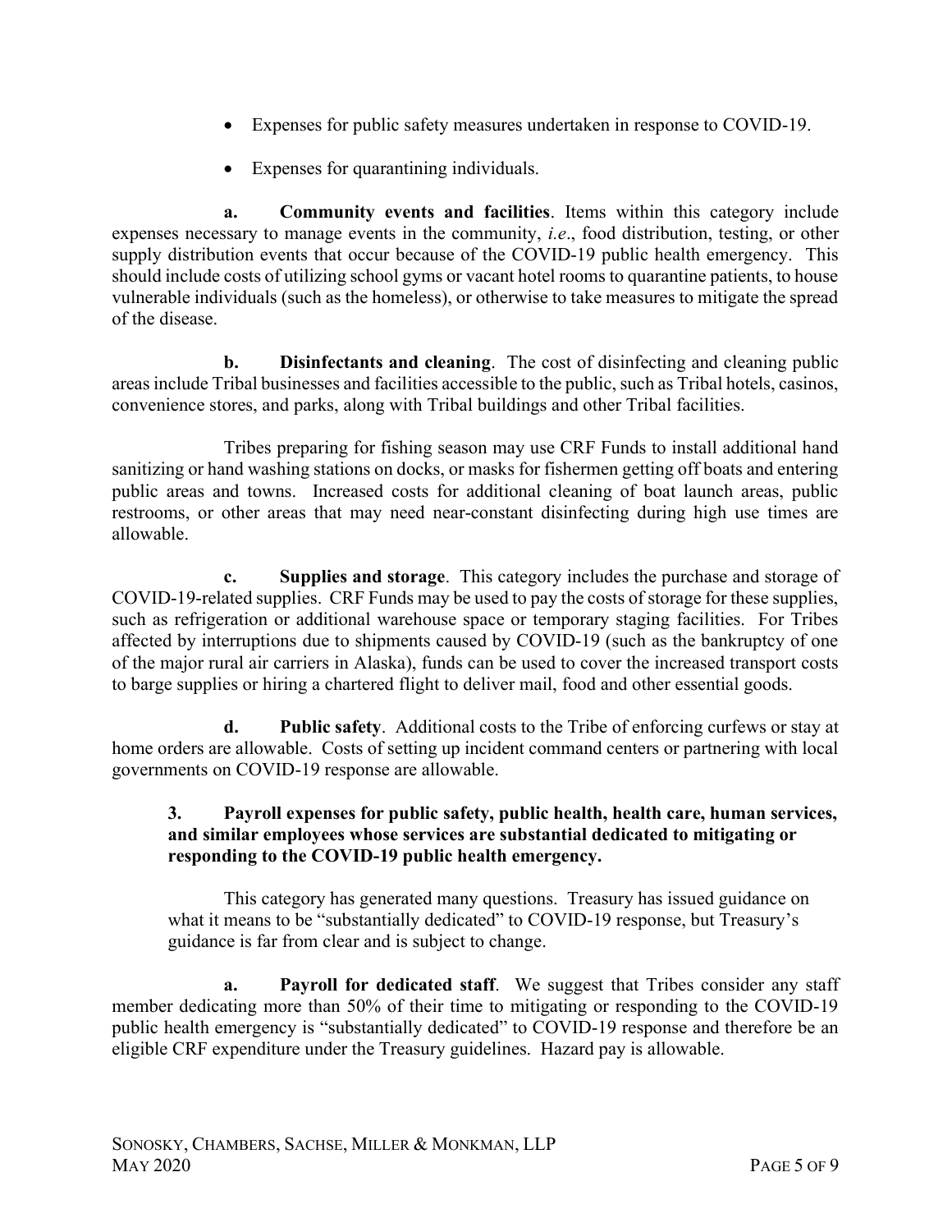- Expenses for public safety measures undertaken in response to COVID-19.
- Expenses for quarantining individuals.

**a. Community events and facilities**. Items within this category include expenses necessary to manage events in the community, *i.e*., food distribution, testing, or other supply distribution events that occur because of the COVID-19 public health emergency. This should include costs of utilizing school gyms or vacant hotel rooms to quarantine patients, to house vulnerable individuals (such as the homeless), or otherwise to take measures to mitigate the spread of the disease.

**b. Disinfectants and cleaning**. The cost of disinfecting and cleaning public areas include Tribal businesses and facilities accessible to the public, such as Tribal hotels, casinos, convenience stores, and parks, along with Tribal buildings and other Tribal facilities.

Tribes preparing for fishing season may use CRF Funds to install additional hand sanitizing or hand washing stations on docks, or masks for fishermen getting off boats and entering public areas and towns. Increased costs for additional cleaning of boat launch areas, public restrooms, or other areas that may need near-constant disinfecting during high use times are allowable.

**c. Supplies and storage**. This category includes the purchase and storage of COVID-19-related supplies. CRF Funds may be used to pay the costs of storage for these supplies, such as refrigeration or additional warehouse space or temporary staging facilities. For Tribes affected by interruptions due to shipments caused by COVID-19 (such as the bankruptcy of one of the major rural air carriers in Alaska), funds can be used to cover the increased transport costs to barge supplies or hiring a chartered flight to deliver mail, food and other essential goods.

**d. Public safety**. Additional costs to the Tribe of enforcing curfews or stay at home orders are allowable. Costs of setting up incident command centers or partnering with local governments on COVID-19 response are allowable.

**3. Payroll expenses for public safety, public health, health care, human services, and similar employees whose services are substantial dedicated to mitigating or responding to the COVID-19 public health emergency.**

This category has generated many questions. Treasury has issued guidance on what it means to be "substantially dedicated" to COVID-19 response, but Treasury's guidance is far from clear and is subject to change.

**a. Payroll for dedicated staff**. We suggest that Tribes consider any staff member dedicating more than 50% of their time to mitigating or responding to the COVID-19 public health emergency is "substantially dedicated" to COVID-19 response and therefore be an eligible CRF expenditure under the Treasury guidelines. Hazard pay is allowable.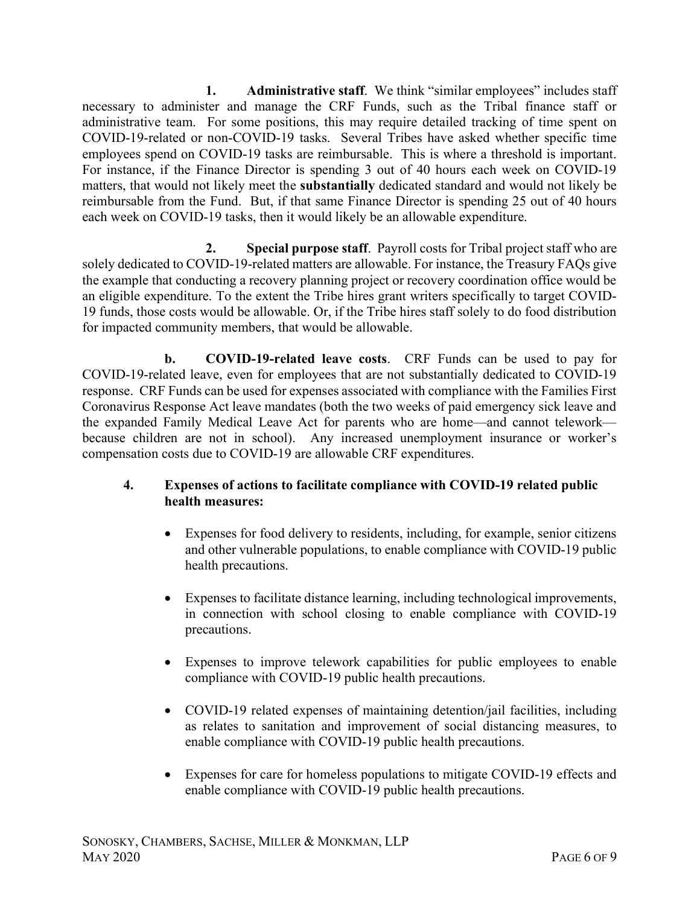**1. Administrative staff**. We think "similar employees" includes staff necessary to administer and manage the CRF Funds, such as the Tribal finance staff or administrative team. For some positions, this may require detailed tracking of time spent on COVID-19-related or non-COVID-19 tasks. Several Tribes have asked whether specific time employees spend on COVID-19 tasks are reimbursable. This is where a threshold is important. For instance, if the Finance Director is spending 3 out of 40 hours each week on COVID-19 matters, that would not likely meet the **substantially** dedicated standard and would not likely be reimbursable from the Fund. But, if that same Finance Director is spending 25 out of 40 hours each week on COVID-19 tasks, then it would likely be an allowable expenditure.

**2. Special purpose staff**. Payroll costs for Tribal project staff who are solely dedicated to COVID-19-related matters are allowable. For instance, the Treasury FAQs give the example that conducting a recovery planning project or recovery coordination office would be an eligible expenditure. To the extent the Tribe hires grant writers specifically to target COVID-19 funds, those costs would be allowable. Or, if the Tribe hires staff solely to do food distribution for impacted community members, that would be allowable.

**b. COVID-19-related leave costs**. CRF Funds can be used to pay for COVID-19-related leave, even for employees that are not substantially dedicated to COVID-19 response. CRF Funds can be used for expenses associated with compliance with the Families First Coronavirus Response Act leave mandates (both the two weeks of paid emergency sick leave and the expanded Family Medical Leave Act for parents who are home—and cannot telework—because children are not in school). Any increased unemployment insurance or worker's compensation costs due to COVID-19 are allowable CRF expenditures.

**4. Expenses of actions to facilitate compliance with COVID-19 related public health measures:**

- Expenses for food delivery to residents, including, for example, senior citizens and other vulnerable populations, to enable compliance with COVID-19 public health precautions.
- Expenses to facilitate distance learning, including technological improvements, in connection with school closing to enable compliance with COVID-19 precautions.
- Expenses to improve telework capabilities for public employees to enable compliance with COVID-19 public health precautions.
- COVID-19 related expenses of maintaining detention/jail facilities, including as relates to sanitation and improvement of social distancing measures, to enable compliance with COVID-19 public health precautions.
- Expenses for care for homeless populations to mitigate COVID-19 effects and enable compliance with COVID-19 public health precautions.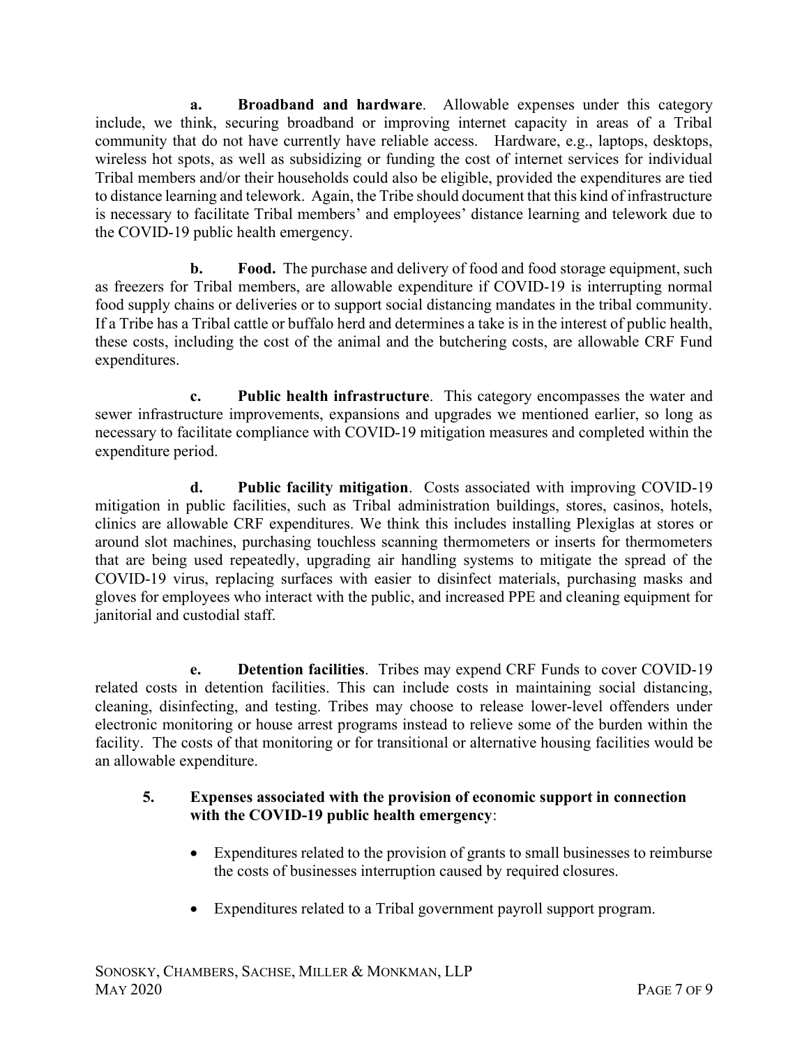**a. Broadband and hardware**. Allowable expenses under this category include, we think, securing broadband or improving internet capacity in areas of a Tribal community that do not have currently have reliable access. Hardware, e.g., laptops, desktops, wireless hot spots, as well as subsidizing or funding the cost of internet services for individual Tribal members and/or their households could also be eligible, provided the expenditures are tied to distance learning and telework. Again, the Tribe should document that this kind of infrastructure is necessary to facilitate Tribal members' and employees' distance learning and telework due to the COVID-19 public health emergency.

**b. Food.** The purchase and delivery of food and food storage equipment, such as freezers for Tribal members, are allowable expenditure if COVID-19 is interrupting normal food supply chains or deliveries or to support social distancing mandates in the tribal community. If a Tribe has a Tribal cattle or buffalo herd and determines a take is in the interest of public health, these costs, including the cost of the animal and the butchering costs, are allowable CRF Fund expenditures.

**c. Public health infrastructure**. This category encompasses the water and sewer infrastructure improvements, expansions and upgrades we mentioned earlier, so long as necessary to facilitate compliance with COVID-19 mitigation measures and completed within the expenditure period.

**d. Public facility mitigation**. Costs associated with improving COVID-19 mitigation in public facilities, such as Tribal administration buildings, stores, casinos, hotels, clinics are allowable CRF expenditures. We think this includes installing Plexiglas at stores or around slot machines, purchasing touchless scanning thermometers or inserts for thermometers that are being used repeatedly, upgrading air handling systems to mitigate the spread of the COVID-19 virus, replacing surfaces with easier to disinfect materials, purchasing masks and gloves for employees who interact with the public, and increased PPE and cleaning equipment for janitorial and custodial staff.

**e. Detention facilities**. Tribes may expend CRF Funds to cover COVID-19 related costs in detention facilities. This can include costs in maintaining social distancing, cleaning, disinfecting, and testing. Tribes may choose to release lower-level offenders under electronic monitoring or house arrest programs instead to relieve some of the burden within the facility. The costs of that monitoring or for transitional or alternative housing facilities would be an allowable expenditure.

**5. Expenses associated with the provision of economic support in connection with the COVID-19 public health emergency**:

- Expenditures related to the provision of grants to small businesses to reimburse the costs of businesses interruption caused by required closures.
- Expenditures related to a Tribal government payroll support program.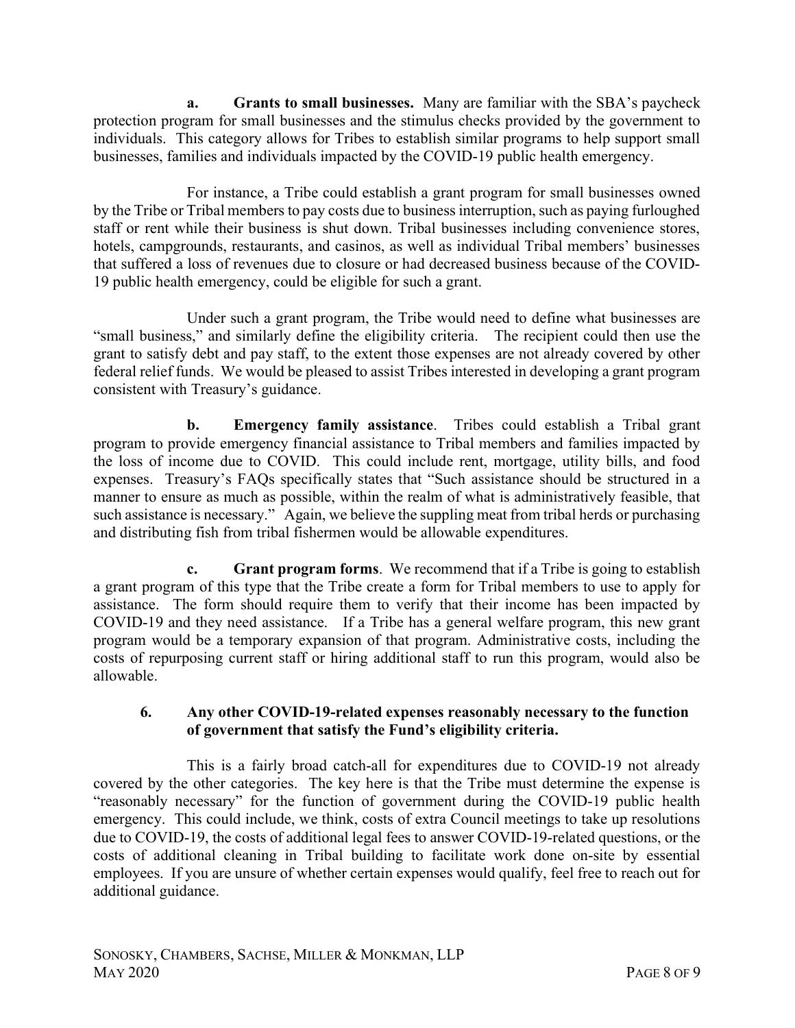**a. Grants to small businesses.** Many are familiar with the SBA's paycheck protection program for small businesses and the stimulus checks provided by the government to individuals. This category allows for Tribes to establish similar programs to help support small businesses, families and individuals impacted by the COVID-19 public health emergency.

For instance, a Tribe could establish a grant program for small businesses owned by the Tribe or Tribal members to pay costs due to business interruption, such as paying furloughed staff or rent while their business is shut down. Tribal businesses including convenience stores, hotels, campgrounds, restaurants, and casinos, as well as individual Tribal members' businesses that suffered a loss of revenues due to closure or had decreased business because of the COVID-19 public health emergency, could be eligible for such a grant.

Under such a grant program, the Tribe would need to define what businesses are "small business," and similarly define the eligibility criteria. The recipient could then use the grant to satisfy debt and pay staff, to the extent those expenses are not already covered by other federal relief funds. We would be pleased to assist Tribes interested in developing a grant program consistent with Treasury's guidance.

**b. Emergency family assistance**. Tribes could establish a Tribal grant program to provide emergency financial assistance to Tribal members and families impacted by the loss of income due to COVID. This could include rent, mortgage, utility bills, and food expenses. Treasury's FAQs specifically states that "Such assistance should be structured in a manner to ensure as much as possible, within the realm of what is administratively feasible, that such assistance is necessary." Again, we believe the suppling meat from tribal herds or purchasing and distributing fish from tribal fishermen would be allowable expenditures.

**c. Grant program forms**. We recommend that if a Tribe is going to establish a grant program of this type that the Tribe create a form for Tribal members to use to apply for assistance. The form should require them to verify that their income has been impacted by COVID-19 and they need assistance. If a Tribe has a general welfare program, this new grant program would be a temporary expansion of that program. Administrative costs, including the costs of repurposing current staff or hiring additional staff to run this program, would also be allowable.

### 6. Any other COVID-19-related expenses reasonably necessary to the function of government that satisfy the Fund's eligibility criteria.

This is a fairly broad catch-all for expenditures due to COVID-19 not already covered by the other categories. The key here is that the Tribe must determine the expense is "reasonably necessary" for the function of government during the COVID-19 public health emergency. This could include, we think, costs of extra Council meetings to take up resolutions due to COVID-19, the costs of additional legal fees to answer COVID-19-related questions, or the costs of additional cleaning in Tribal building to facilitate work done on-site by essential employees. If you are unsure of whether certain expenses would qualify, feel free to reach out for additional guidance.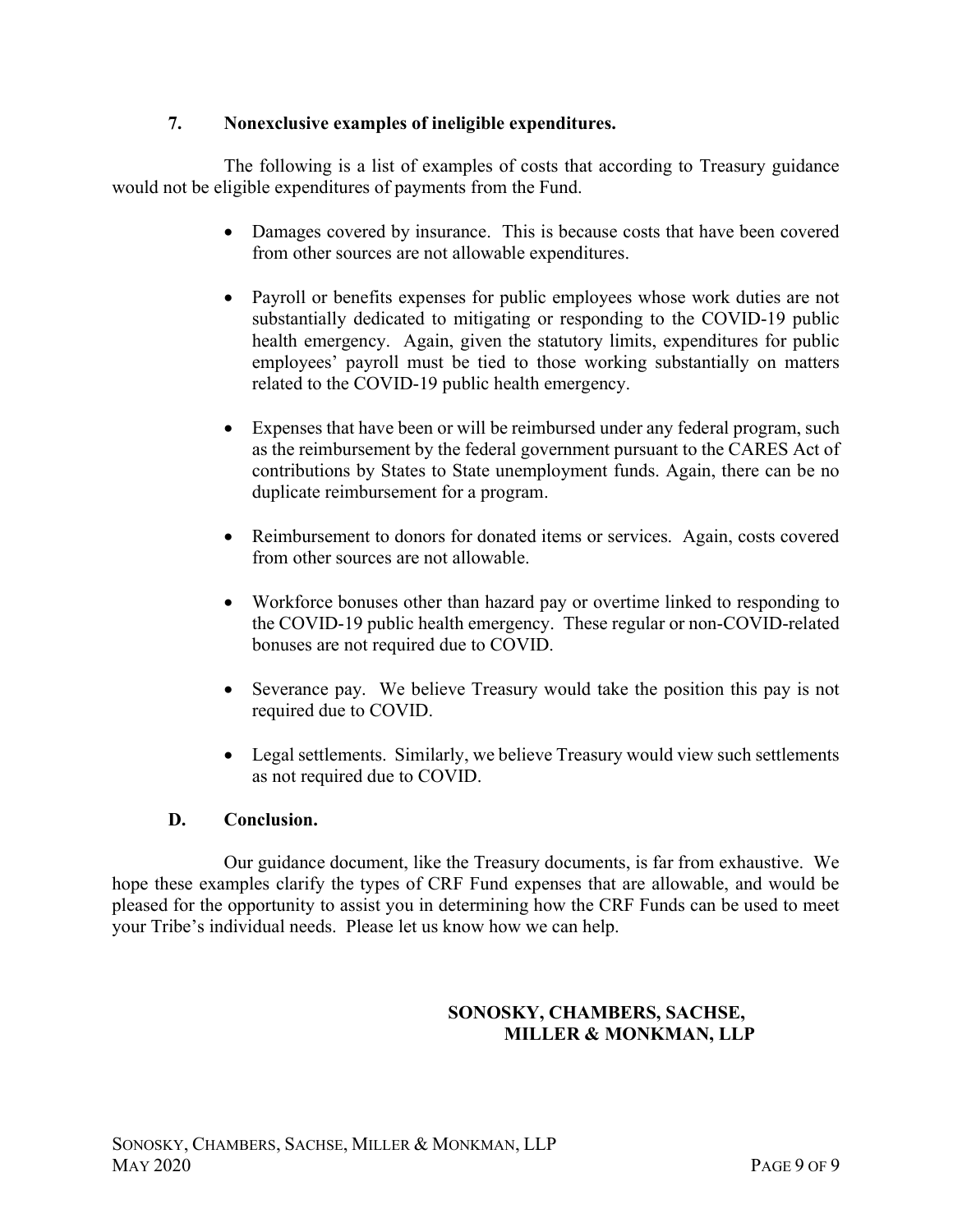### 7. Nonexclusive examples of ineligible expenditures.

The following is a list of examples of costs that according to Treasury guidance would not be eligible expenditures of payments from the Fund.

- Damages covered by insurance. This is because costs that have been covered from other sources are not allowable expenditures.

- Payroll or benefits expenses for public employees whose work duties are not substantially dedicated to mitigating or responding to the COVID-19 public health emergency. Again, given the statutory limits, expenditures for public employees' payroll must be tied to those working substantially on matters related to the COVID-19 public health emergency.

- Expenses that have been or will be reimbursed under any federal program, such as the reimbursement by the federal government pursuant to the CARES Act of contributions by States to State unemployment funds. Again, there can be no duplicate reimbursement for a program.

- Reimbursement to donors for donated items or services. Again, costs covered from other sources are not allowable.

- Workforce bonuses other than hazard pay or overtime linked to responding to the COVID-19 public health emergency. These regular or non-COVID-related bonuses are not required due to COVID.

- Severance pay. We believe Treasury would take the position this pay is not required due to COVID.

- Legal settlements. Similarly, we believe Treasury would view such settlements as not required due to COVID.

## D. Conclusion.

Our guidance document, like the Treasury documents, is far from exhaustive. We hope these examples clarify the types of CRF Fund expenses that are allowable, and would be pleased for the opportunity to assist you in determining how the CRF Funds can be used to meet your Tribe's individual needs. Please let us know how we can help.

**SONOSKY, CHAMBERS, SACHSE, MILLER & MONKMAN, LLP**